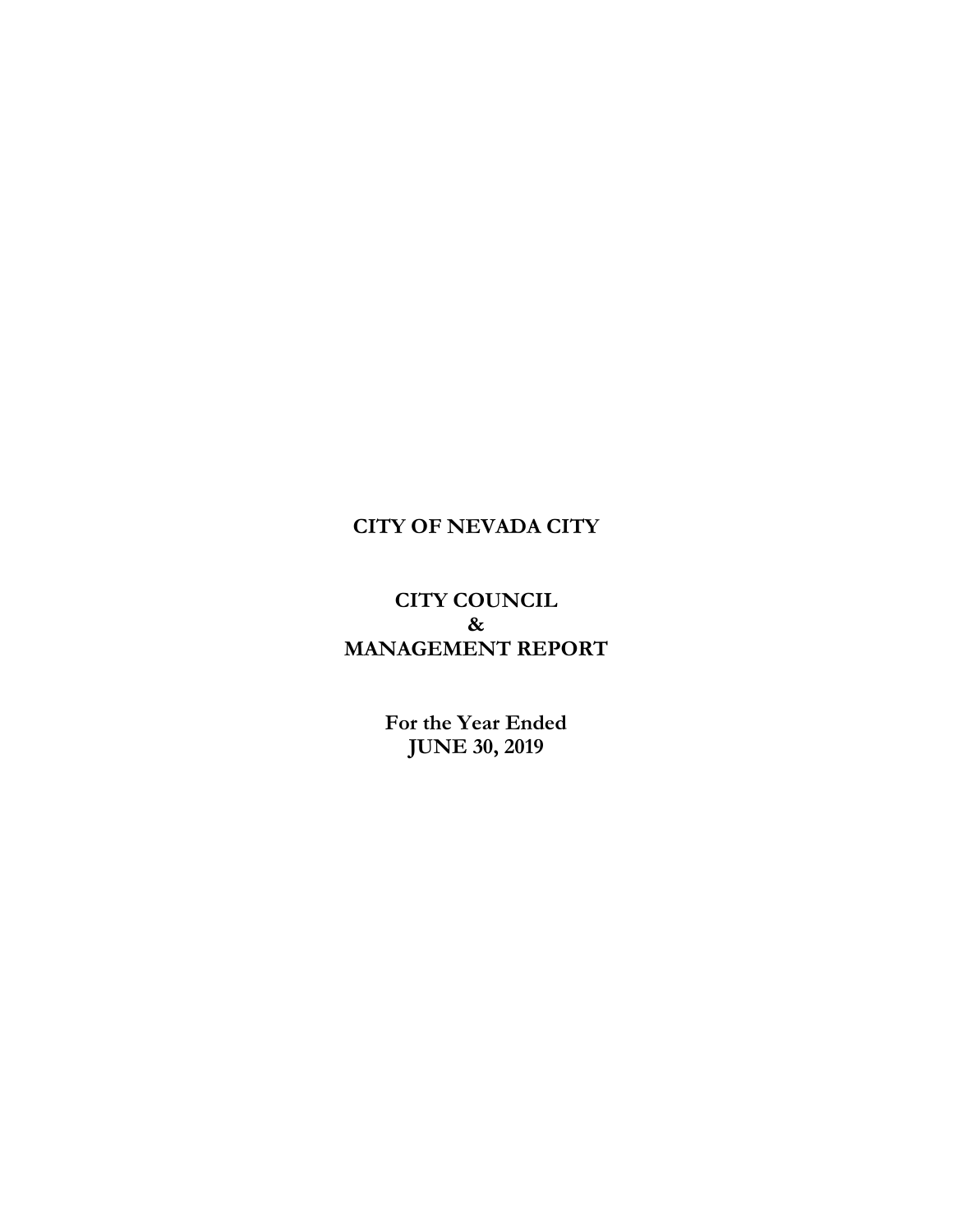# CITY OF NEVADA CITY

## CITY COUNCIL
## &
## MANAGEMENT REPORT

**For the Year Ended**
**JUNE 30, 2019**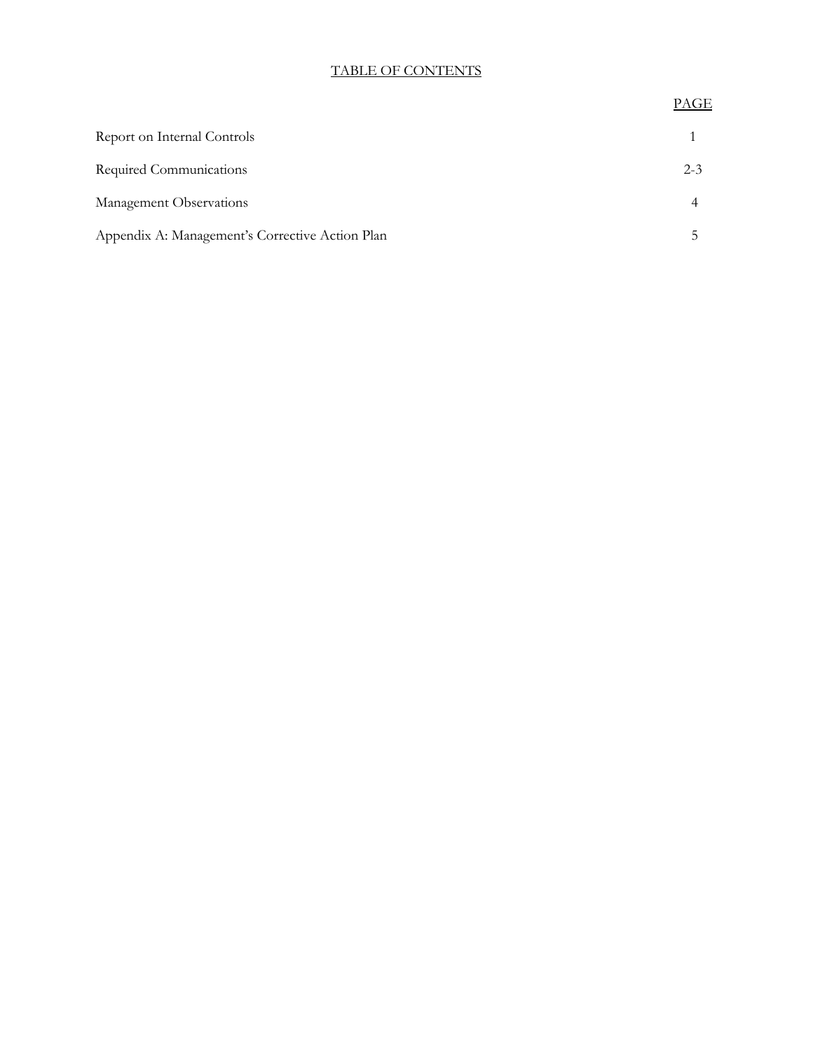# TABLE OF CONTENTS

| | PAGE |
|---|---|
| Report on Internal Controls | 1 |
| Required Communications | 2-3 |
| Management Observations | 4 |
| Appendix A: Management's Corrective Action Plan | 5 |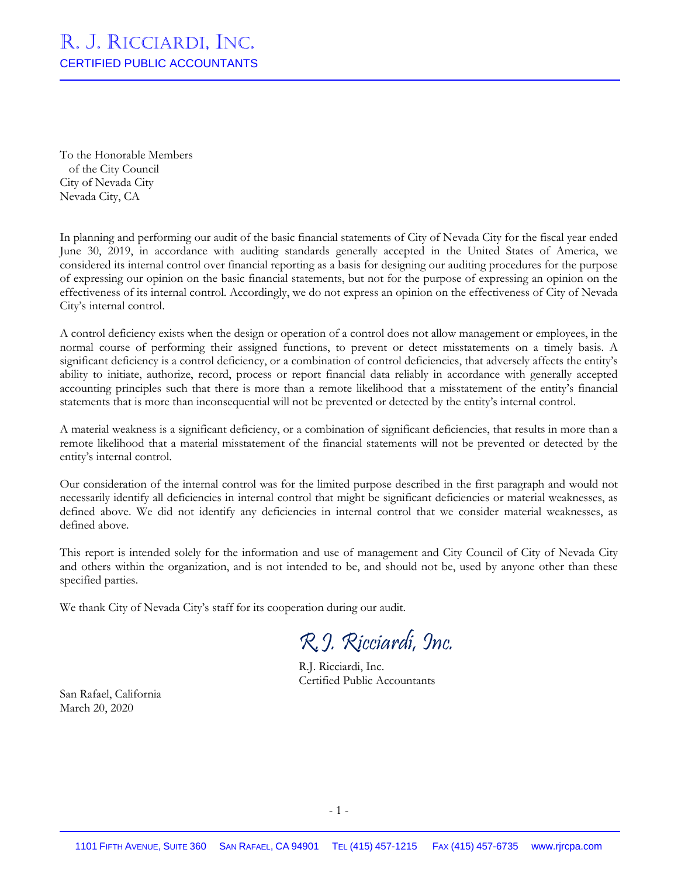# R. J. Ricciardi, Inc.

CERTIFIED PUBLIC ACCOUNTANTS

To the Honorable Members
of the City Council
City of Nevada City
Nevada City, CA

In planning and performing our audit of the basic financial statements of City of Nevada City for the fiscal year ended June 30, 2019, in accordance with auditing standards generally accepted in the United States of America, we considered its internal control over financial reporting as a basis for designing our auditing procedures for the purpose of expressing our opinion on the basic financial statements, but not for the purpose of expressing an opinion on the effectiveness of its internal control. Accordingly, we do not express an opinion on the effectiveness of City of Nevada City's internal control.

A control deficiency exists when the design or operation of a control does not allow management or employees, in the normal course of performing their assigned functions, to prevent or detect misstatements on a timely basis. A significant deficiency is a control deficiency, or a combination of control deficiencies, that adversely affects the entity's ability to initiate, authorize, record, process or report financial data reliably in accordance with generally accepted accounting principles such that there is more than a remote likelihood that a misstatement of the entity's financial statements that is more than inconsequential will not be prevented or detected by the entity's internal control.

A material weakness is a significant deficiency, or a combination of significant deficiencies, that results in more than a remote likelihood that a material misstatement of the financial statements will not be prevented or detected by the entity's internal control.

Our consideration of the internal control was for the limited purpose described in the first paragraph and would not necessarily identify all deficiencies in internal control that might be significant deficiencies or material weaknesses, as defined above. We did not identify any deficiencies in internal control that we consider material weaknesses, as defined above.

This report is intended solely for the information and use of management and City Council of City of Nevada City and others within the organization, and is not intended to be, and should not be, used by anyone other than these specified parties.

We thank City of Nevada City's staff for its cooperation during our audit.

*R.J. Ricciardi, Inc.*

R.J. Ricciardi, Inc.
Certified Public Accountants

San Rafael, California
March 20, 2020

1101 Fifth Avenue, Suite 360 San Rafael, CA 94901 Tel (415) 457-1215 Fax (415) 457-6735 www.rjrcpa.com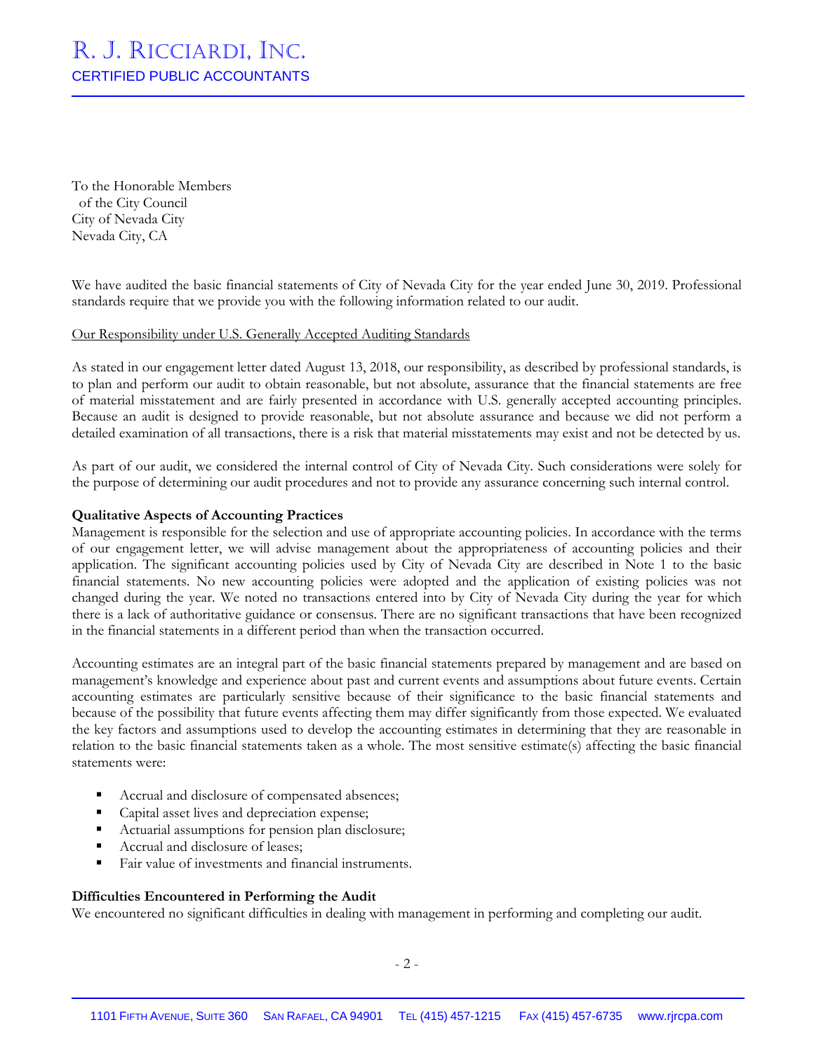# R. J. Ricciardi, Inc.

CERTIFIED PUBLIC ACCOUNTANTS

To the Honorable Members
of the City Council
City of Nevada City
Nevada City, CA

We have audited the basic financial statements of City of Nevada City for the year ended June 30, 2019. Professional standards require that we provide you with the following information related to our audit.

Our Responsibility under U.S. Generally Accepted Auditing Standards

As stated in our engagement letter dated August 13, 2018, our responsibility, as described by professional standards, is to plan and perform our audit to obtain reasonable, but not absolute, assurance that the financial statements are free of material misstatement and are fairly presented in accordance with U.S. generally accepted accounting principles. Because an audit is designed to provide reasonable, but not absolute assurance and because we did not perform a detailed examination of all transactions, there is a risk that material misstatements may exist and not be detected by us.

As part of our audit, we considered the internal control of City of Nevada City. Such considerations were solely for the purpose of determining our audit procedures and not to provide any assurance concerning such internal control.

**Qualitative Aspects of Accounting Practices**

Management is responsible for the selection and use of appropriate accounting policies. In accordance with the terms of our engagement letter, we will advise management about the appropriateness of accounting policies and their application. The significant accounting policies used by City of Nevada City are described in Note 1 to the basic financial statements. No new accounting policies were adopted and the application of existing policies was not changed during the year. We noted no transactions entered into by City of Nevada City during the year for which there is a lack of authoritative guidance or consensus. There are no significant transactions that have been recognized in the financial statements in a different period than when the transaction occurred.

Accounting estimates are an integral part of the basic financial statements prepared by management and are based on management's knowledge and experience about past and current events and assumptions about future events. Certain accounting estimates are particularly sensitive because of their significance to the basic financial statements and because of the possibility that future events affecting them may differ significantly from those expected. We evaluated the key factors and assumptions used to develop the accounting estimates in determining that they are reasonable in relation to the basic financial statements taken as a whole. The most sensitive estimate(s) affecting the basic financial statements were:

- Accrual and disclosure of compensated absences;
- Capital asset lives and depreciation expense;
- Actuarial assumptions for pension plan disclosure;
- Accrual and disclosure of leases;
- Fair value of investments and financial instruments.

**Difficulties Encountered in Performing the Audit**

We encountered no significant difficulties in dealing with management in performing and completing our audit.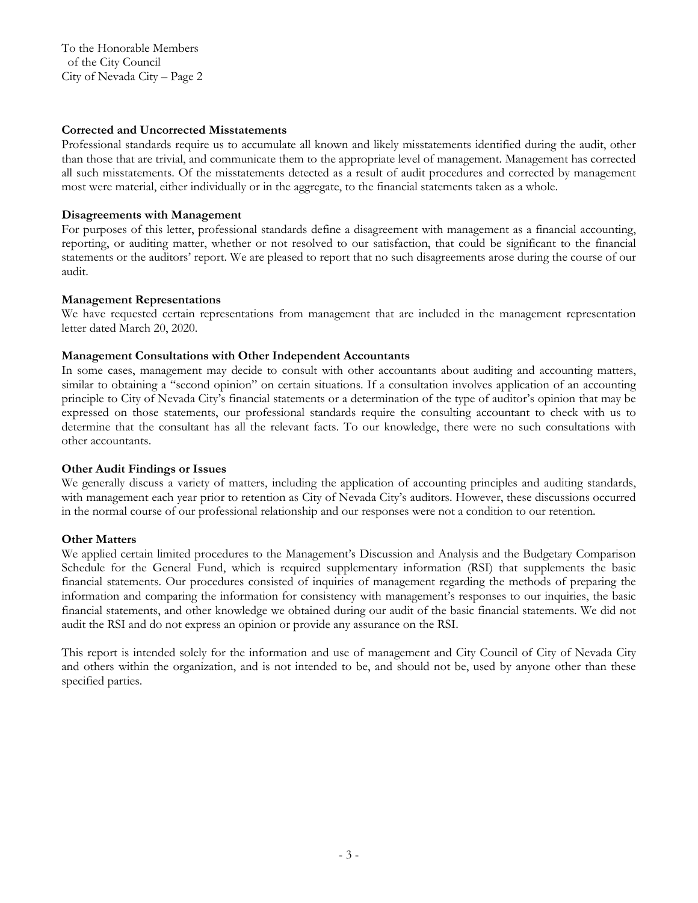To the Honorable Members
of the City Council
City of Nevada City – Page 2

**Corrected and Uncorrected Misstatements**

Professional standards require us to accumulate all known and likely misstatements identified during the audit, other than those that are trivial, and communicate them to the appropriate level of management. Management has corrected all such misstatements. Of the misstatements detected as a result of audit procedures and corrected by management most were material, either individually or in the aggregate, to the financial statements taken as a whole.

**Disagreements with Management**

For purposes of this letter, professional standards define a disagreement with management as a financial accounting, reporting, or auditing matter, whether or not resolved to our satisfaction, that could be significant to the financial statements or the auditors' report. We are pleased to report that no such disagreements arose during the course of our audit.

**Management Representations**

We have requested certain representations from management that are included in the management representation letter dated March 20, 2020.

**Management Consultations with Other Independent Accountants**

In some cases, management may decide to consult with other accountants about auditing and accounting matters, similar to obtaining a "second opinion" on certain situations. If a consultation involves application of an accounting principle to City of Nevada City's financial statements or a determination of the type of auditor's opinion that may be expressed on those statements, our professional standards require the consulting accountant to check with us to determine that the consultant has all the relevant facts. To our knowledge, there were no such consultations with other accountants.

**Other Audit Findings or Issues**

We generally discuss a variety of matters, including the application of accounting principles and auditing standards, with management each year prior to retention as City of Nevada City's auditors. However, these discussions occurred in the normal course of our professional relationship and our responses were not a condition to our retention.

**Other Matters**

We applied certain limited procedures to the Management's Discussion and Analysis and the Budgetary Comparison Schedule for the General Fund, which is required supplementary information (RSI) that supplements the basic financial statements. Our procedures consisted of inquiries of management regarding the methods of preparing the information and comparing the information for consistency with management's responses to our inquiries, the basic financial statements, and other knowledge we obtained during our audit of the basic financial statements. We did not audit the RSI and do not express an opinion or provide any assurance on the RSI.

This report is intended solely for the information and use of management and City Council of City of Nevada City and others within the organization, and is not intended to be, and should not be, used by anyone other than these specified parties.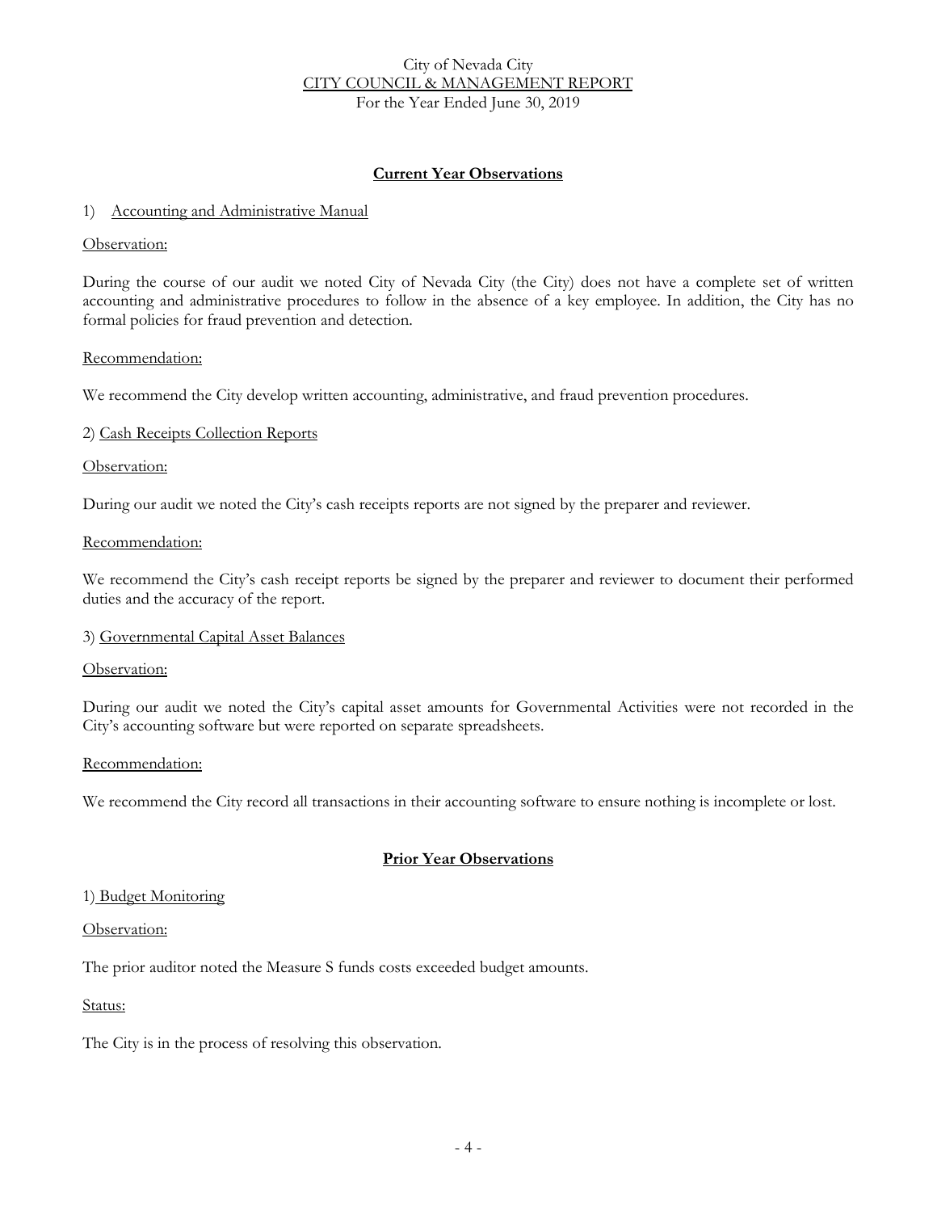City of Nevada City
CITY COUNCIL & MANAGEMENT REPORT
For the Year Ended June 30, 2019

## Current Year Observations

### 1) Accounting and Administrative Manual

Observation:

During the course of our audit we noted City of Nevada City (the City) does not have a complete set of written accounting and administrative procedures to follow in the absence of a key employee. In addition, the City has no formal policies for fraud prevention and detection.

Recommendation:

We recommend the City develop written accounting, administrative, and fraud prevention procedures.

### 2) Cash Receipts Collection Reports

Observation:

During our audit we noted the City's cash receipts reports are not signed by the preparer and reviewer.

Recommendation:

We recommend the City's cash receipt reports be signed by the preparer and reviewer to document their performed duties and the accuracy of the report.

### 3) Governmental Capital Asset Balances

Observation:

During our audit we noted the City's capital asset amounts for Governmental Activities were not recorded in the City's accounting software but were reported on separate spreadsheets.

Recommendation:

We recommend the City record all transactions in their accounting software to ensure nothing is incomplete or lost.

## Prior Year Observations

### 1) Budget Monitoring

Observation:

The prior auditor noted the Measure S funds costs exceeded budget amounts.

Status:

The City is in the process of resolving this observation.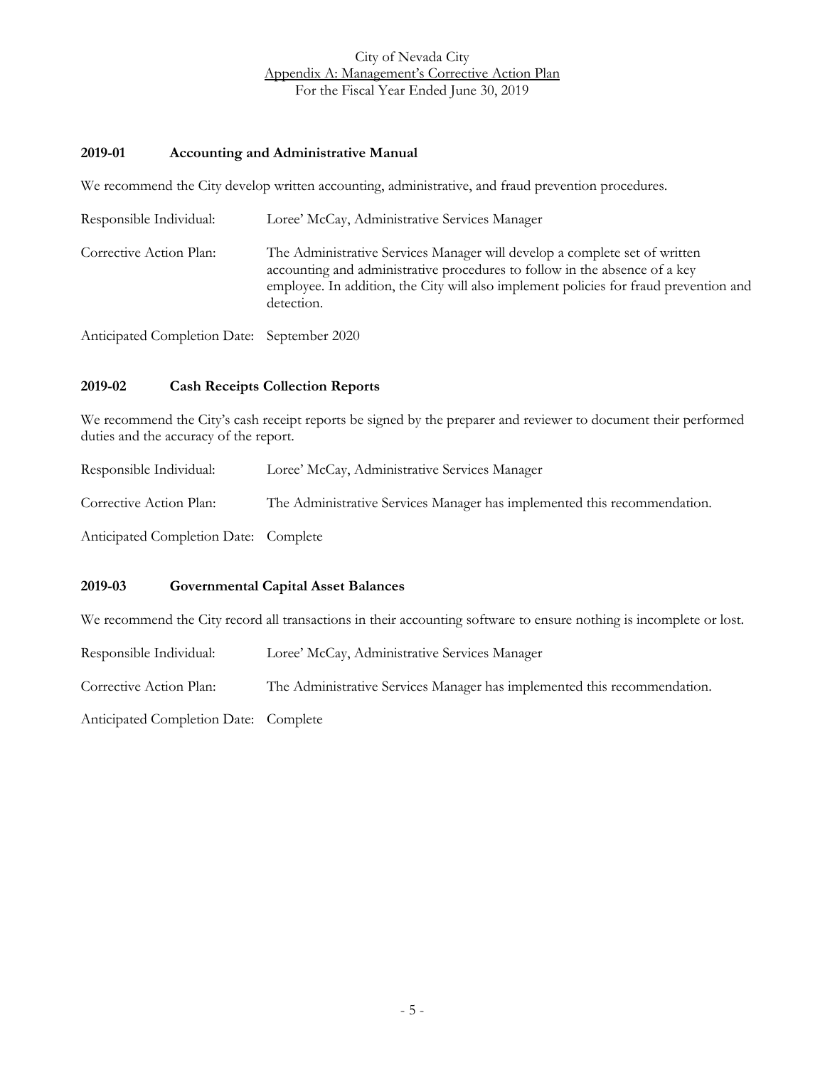City of Nevada City
Appendix A: Management's Corrective Action Plan
For the Fiscal Year Ended June 30, 2019

### 2019-01 Accounting and Administrative Manual

We recommend the City develop written accounting, administrative, and fraud prevention procedures.

Responsible Individual: Loree' McCay, Administrative Services Manager

Corrective Action Plan: The Administrative Services Manager will develop a complete set of written accounting and administrative procedures to follow in the absence of a key employee. In addition, the City will also implement policies for fraud prevention and detection.

Anticipated Completion Date: September 2020

### 2019-02 Cash Receipts Collection Reports

We recommend the City's cash receipt reports be signed by the preparer and reviewer to document their performed duties and the accuracy of the report.

Responsible Individual: Loree' McCay, Administrative Services Manager

Corrective Action Plan: The Administrative Services Manager has implemented this recommendation.

Anticipated Completion Date: Complete

### 2019-03 Governmental Capital Asset Balances

We recommend the City record all transactions in their accounting software to ensure nothing is incomplete or lost.

Responsible Individual: Loree' McCay, Administrative Services Manager

Corrective Action Plan: The Administrative Services Manager has implemented this recommendation.

Anticipated Completion Date: Complete